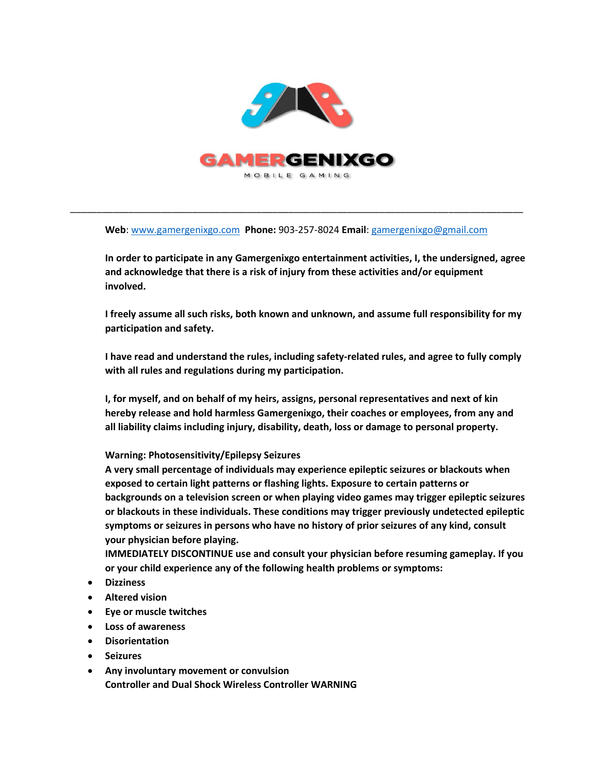# GAMERGENIXGO

MOBILE GAMING

---

**Web**: www.gamergenixgo.com **Phone:** 903-257-8024 **Email**: gamergenixgo@gmail.com

**In order to participate in any Gamergenixgo entertainment activities, I, the undersigned, agree and acknowledge that there is a risk of injury from these activities and/or equipment involved.**

**I freely assume all such risks, both known and unknown, and assume full responsibility for my participation and safety.**

**I have read and understand the rules, including safety-related rules, and agree to fully comply with all rules and regulations during my participation.**

**I, for myself, and on behalf of my heirs, assigns, personal representatives and next of kin hereby release and hold harmless Gamergenixgo, their coaches or employees, from any and all liability claims including injury, disability, death, loss or damage to personal property.**

**Warning: Photosensitivity/Epilepsy Seizures**

**A very small percentage of individuals may experience epileptic seizures or blackouts when exposed to certain light patterns or flashing lights. Exposure to certain patterns or backgrounds on a television screen or when playing video games may trigger epileptic seizures or blackouts in these individuals. These conditions may trigger previously undetected epileptic symptoms or seizures in persons who have no history of prior seizures of any kind, consult your physician before playing.**

**IMMEDIATELY DISCONTINUE use and consult your physician before resuming gameplay. If you or your child experience any of the following health problems or symptoms:**

- **Dizziness**
- **Altered vision**
- **Eye or muscle twitches**
- **Loss of awareness**
- **Disorientation**
- **Seizures**
- **Any involuntary movement or convulsion**

**Controller and Dual Shock Wireless Controller WARNING**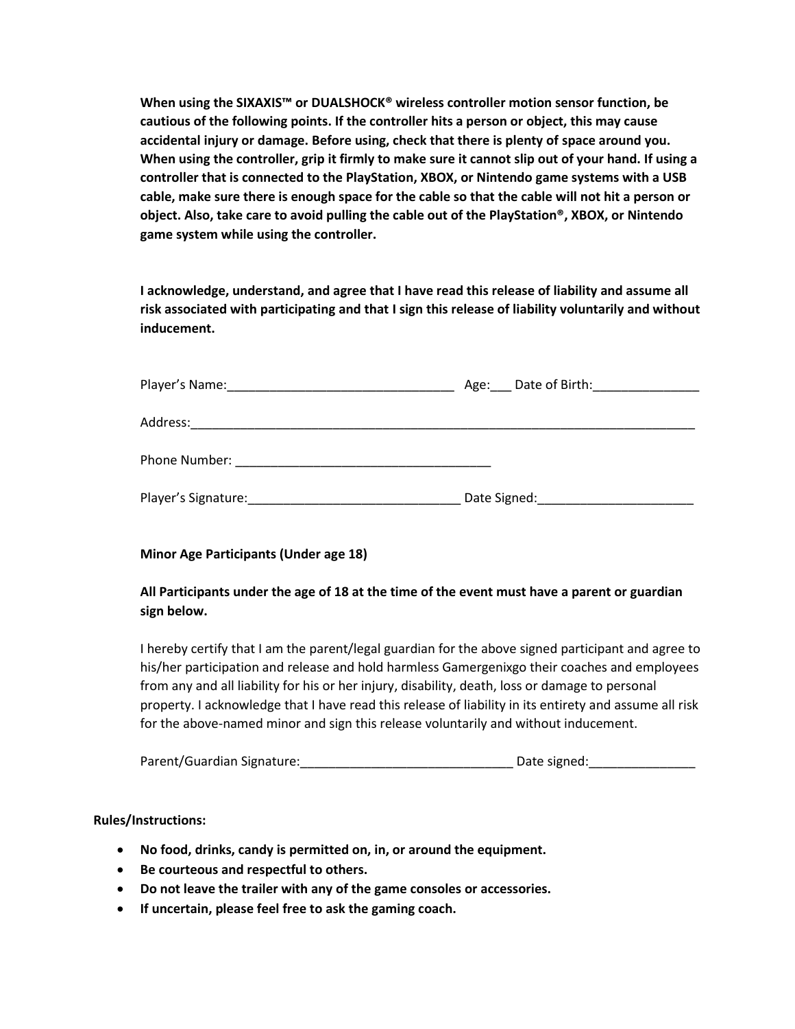**When using the SIXAXIS™ or DUALSHOCK® wireless controller motion sensor function, be cautious of the following points. If the controller hits a person or object, this may cause accidental injury or damage. Before using, check that there is plenty of space around you. When using the controller, grip it firmly to make sure it cannot slip out of your hand. If using a controller that is connected to the PlayStation, XBOX, or Nintendo game systems with a USB cable, make sure there is enough space for the cable so that the cable will not hit a person or object. Also, take care to avoid pulling the cable out of the PlayStation®, XBOX, or Nintendo game system while using the controller.**

**I acknowledge, understand, and agree that I have read this release of liability and assume all risk associated with participating and that I sign this release of liability voluntarily and without inducement.**

Player's Name:________________________________ Age:___ Date of Birth:_______________

Address:_________________________________________________________________________

Phone Number: ____________________________________

Player's Signature:______________________________ Date Signed:______________________

**Minor Age Participants (Under age 18)**

**All Participants under the age of 18 at the time of the event must have a parent or guardian sign below.**

I hereby certify that I am the parent/legal guardian for the above signed participant and agree to his/her participation and release and hold harmless Gamergenixgo their coaches and employees from any and all liability for his or her injury, disability, death, loss or damage to personal property. I acknowledge that I have read this release of liability in its entirety and assume all risk for the above-named minor and sign this release voluntarily and without inducement.

Parent/Guardian Signature:______________________________ Date signed:_______________

**Rules/Instructions:**

- **No food, drinks, candy is permitted on, in, or around the equipment.**
- **Be courteous and respectful to others.**
- **Do not leave the trailer with any of the game consoles or accessories.**
- **If uncertain, please feel free to ask the gaming coach.**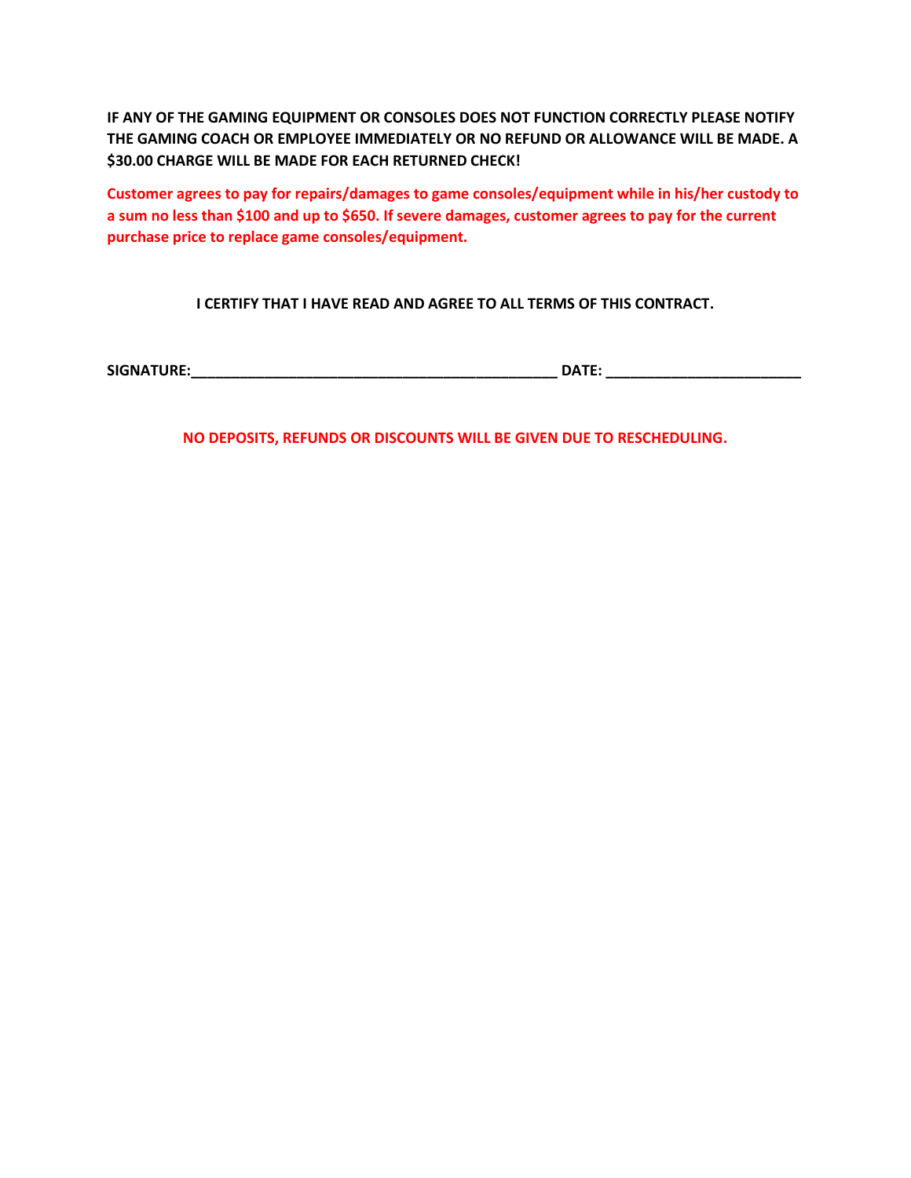**IF ANY OF THE GAMING EQUIPMENT OR CONSOLES DOES NOT FUNCTION CORRECTLY PLEASE NOTIFY THE GAMING COACH OR EMPLOYEE IMMEDIATELY OR NO REFUND OR ALLOWANCE WILL BE MADE. A $30.00 CHARGE WILL BE MADE FOR EACH RETURNED CHECK!**

**Customer agrees to pay for repairs/damages to game consoles/equipment while in his/her custody to a sum no less than $100 and up to $650. If severe damages, customer agrees to pay for the current purchase price to replace game consoles/equipment.**

**I CERTIFY THAT I HAVE READ AND AGREE TO ALL TERMS OF THIS CONTRACT.**

**SIGNATURE:**_____________________________________________ **DATE:** _______________________

**NO DEPOSITS, REFUNDS OR DISCOUNTS WILL BE GIVEN DUE TO RESCHEDULING.**